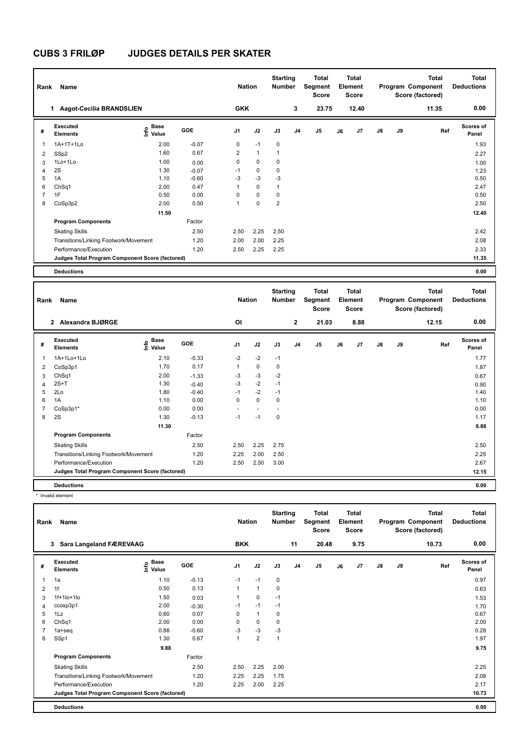# CUBS 3 FRILØP JUDGES DETAILS PER SKATER

| Rank | Name | Nation | Starting Number | Total Segment Score | Total Element Score | Total Program Component Score (factored) | Total Deductions |
|---|---|---|---|---|---|---|---|
| 1 | Aagot-Cecilia BRANDSLIEN | GKK | 3 | 23.75 | 12.40 | 11.35 | 0.00 |

| # | Executed Elements | Info | Base Value | GOE | J1 | J2 | J3 | J4 | J5 | J6 | J7 | J8 | J9 | Ref | Scores of Panel |
|---|---|---|---|---|---|---|---|---|---|---|---|---|---|---|---|
| 1 | 1A+1T+1Lo | | 2.00 | -0.07 | 0 | -1 | 0 | | | | | | | | 1.93 |
| 2 | SSp2 | | 1.60 | 0.67 | 2 | 1 | 1 | | | | | | | | 2.27 |
| 3 | 1Lo+1Lo | | 1.00 | 0.00 | 0 | 0 | 0 | | | | | | | | 1.00 |
| 4 | 2S | | 1.30 | -0.07 | -1 | 0 | 0 | | | | | | | | 1.23 |
| 5 | 1A | | 1.10 | -0.60 | -3 | -3 | -3 | | | | | | | | 0.50 |
| 6 | ChSq1 | | 2.00 | 0.47 | 1 | 0 | 1 | | | | | | | | 2.47 |
| 7 | 1F | | 0.50 | 0.00 | 0 | 0 | 0 | | | | | | | | 0.50 |
| 8 | CoSp3p2 | | 2.00 | 0.50 | 1 | 0 | 2 | | | | | | | | 2.50 |
| | | | 11.50 | | | | | | | | | | | | 12.40 |
| | **Program Components** | | | Factor | | | | | | | | | | | |
| | Skating Skills | | | 2.50 | 2.50 | 2.25 | 2.50 | | | | | | | | 2.42 |
| | Transitions/Linking Footwork/Movement | | | 1.20 | 2.00 | 2.00 | 2.25 | | | | | | | | 2.08 |
| | Performance/Execution | | | 1.20 | 2.50 | 2.25 | 2.25 | | | | | | | | 2.33 |
| | **Judges Total Program Component Score (factored)** | | | | | | | | | | | | | | 11.35 |
| | **Deductions** | | | | | | | | | | | | | | 0.00 |

| Rank | Name | Nation | Starting Number | Total Segment Score | Total Element Score | Total Program Component Score (factored) | Total Deductions |
|---|---|---|---|---|---|---|---|
| 2 | Alexandra BJØRGE | OI | 2 | 21.03 | 8.88 | 12.15 | 0.00 |

| # | Executed Elements | Info | Base Value | GOE | J1 | J2 | J3 | J4 | J5 | J6 | J7 | J8 | J9 | Ref | Scores of Panel |
|---|---|---|---|---|---|---|---|---|---|---|---|---|---|---|---|
| 1 | 1A+1Lo+1Lo | | 2.10 | -0.33 | -2 | -2 | -1 | | | | | | | | 1.77 |
| 2 | CoSp3p1 | | 1.70 | 0.17 | 1 | 0 | 0 | | | | | | | | 1.87 |
| 3 | ChSq1 | | 2.00 | -1.33 | -3 | -3 | -2 | | | | | | | | 0.67 |
| 4 | 2S+T | | 1.30 | -0.40 | -3 | -2 | -1 | | | | | | | | 0.90 |
| 5 | 2Lo | | 1.80 | -0.40 | -1 | -2 | -1 | | | | | | | | 1.40 |
| 6 | 1A | | 1.10 | 0.00 | 0 | 0 | 0 | | | | | | | | 1.10 |
| 7 | CoSp3p1* | | 0.00 | 0.00 | - | - | - | | | | | | | | 0.00 |
| 8 | 2S | | 1.30 | -0.13 | -1 | -1 | 0 | | | | | | | | 1.17 |
| | | | 11.30 | | | | | | | | | | | | 8.88 |
| | **Program Components** | | | Factor | | | | | | | | | | | |
| | Skating Skills | | | 2.50 | 2.50 | 2.25 | 2.75 | | | | | | | | 2.50 |
| | Transitions/Linking Footwork/Movement | | | 1.20 | 2.25 | 2.00 | 2.50 | | | | | | | | 2.25 |
| | Performance/Execution | | | 1.20 | 2.50 | 2.50 | 3.00 | | | | | | | | 2.67 |
| | **Judges Total Program Component Score (factored)** | | | | | | | | | | | | | | 12.15 |
| | **Deductions** | | | | | | | | | | | | | | 0.00 |

\* Invalid element

| Rank | Name | Nation | Starting Number | Total Segment Score | Total Element Score | Total Program Component Score (factored) | Total Deductions |
|---|---|---|---|---|---|---|---|
| 3 | Sara Langeland FÆREVAAG | BKK | 11 | 20.48 | 9.75 | 10.73 | 0.00 |

| # | Executed Elements | Info | Base Value | GOE | J1 | J2 | J3 | J4 | J5 | J6 | J7 | J8 | J9 | Ref | Scores of Panel |
|---|---|---|---|---|---|---|---|---|---|---|---|---|---|---|---|
| 1 | 1a | | 1.10 | -0.13 | -1 | -1 | 0 | | | | | | | | 0.97 |
| 2 | 1f | | 0.50 | 0.13 | 1 | 1 | 0 | | | | | | | | 0.63 |
| 3 | 1f+1lo+1lo | | 1.50 | 0.03 | 1 | 0 | -1 | | | | | | | | 1.53 |
| 4 | ccosp3p1 | | 2.00 | -0.30 | -1 | -1 | -1 | | | | | | | | 1.70 |
| 5 | 1Lz | | 0.60 | 0.07 | 0 | 1 | 0 | | | | | | | | 0.67 |
| 6 | ChSq1 | | 2.00 | 0.00 | 0 | 0 | 0 | | | | | | | | 2.00 |
| 7 | 1a+seq | | 0.88 | -0.60 | -3 | -3 | -3 | | | | | | | | 0.28 |
| 8 | SSp1 | | 1.30 | 0.67 | 1 | 2 | 1 | | | | | | | | 1.97 |
| | | | 9.88 | | | | | | | | | | | | 9.75 |
| | **Program Components** | | | Factor | | | | | | | | | | | |
| | Skating Skills | | | 2.50 | 2.50 | 2.25 | 2.00 | | | | | | | | 2.25 |
| | Transitions/Linking Footwork/Movement | | | 1.20 | 2.25 | 2.25 | 1.75 | | | | | | | | 2.08 |
| | Performance/Execution | | | 1.20 | 2.25 | 2.00 | 2.25 | | | | | | | | 2.17 |
| | **Judges Total Program Component Score (factored)** | | | | | | | | | | | | | | 10.73 |
| | **Deductions** | | | | | | | | | | | | | | 0.00 |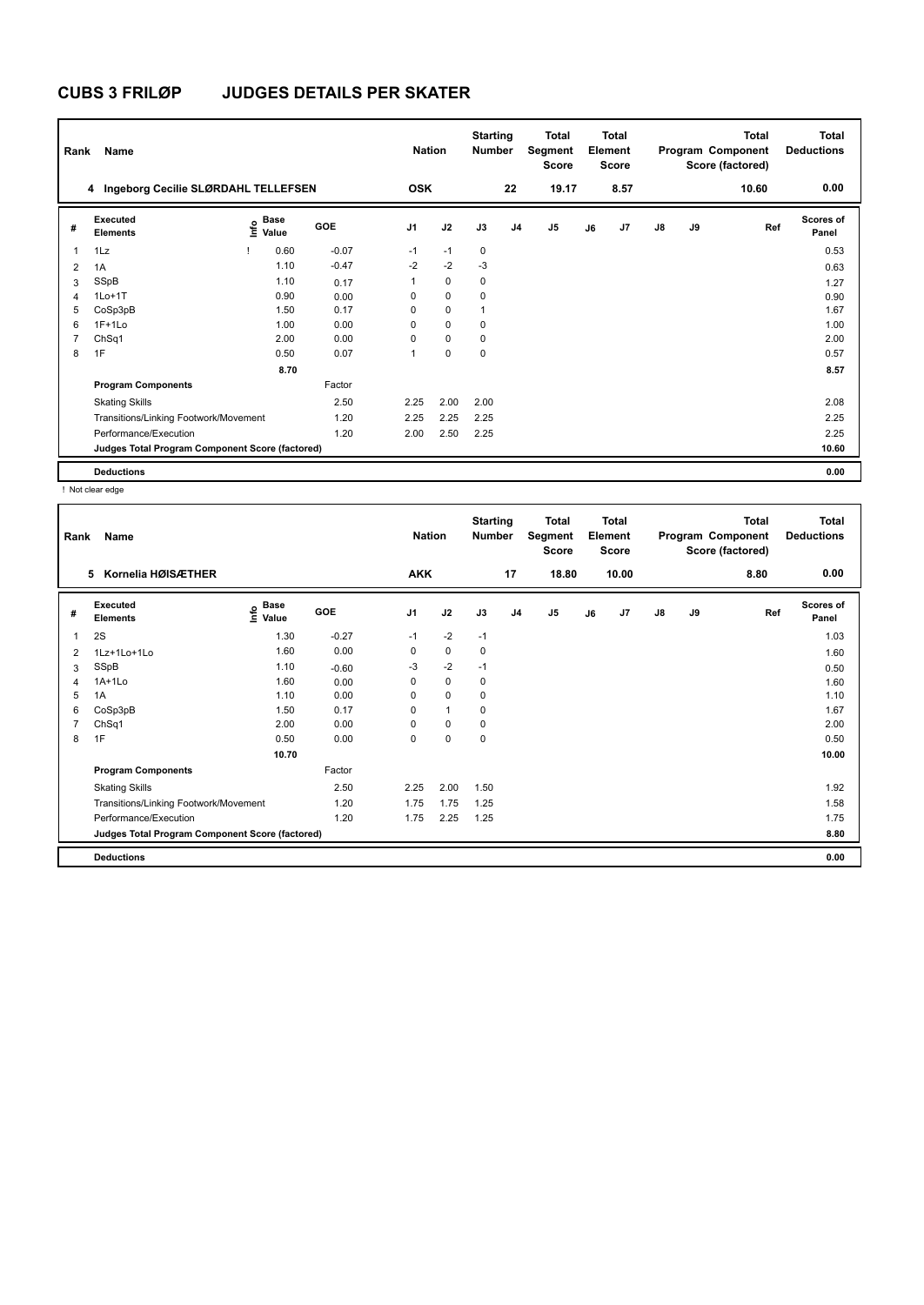# CUBS 3 FRILØP JUDGES DETAILS PER SKATER

| Rank | Name | Nation | Starting Number | Total Segment Score | Total Element Score | Total Program Component Score (factored) | Total Deductions |
|---|---|---|---|---|---|---|---|
| 4 | Ingeborg Cecilie SLØRDAHL TELLEFSEN | OSK | 22 | 19.17 | 8.57 | 10.60 | 0.00 |

| # | Executed Elements | Info | Base Value | GOE | J1 | J2 | J3 | J4 | J5 | J6 | J7 | J8 | J9 | Ref | Scores of Panel |
|---|---|---|---|---|---|---|---|---|---|---|---|---|---|---|---|
| 1 | 1Lz | ! | 0.60 | -0.07 | -1 | -1 | 0 | | | | | | | | 0.53 |
| 2 | 1A | | 1.10 | -0.47 | -2 | -2 | -3 | | | | | | | | 0.63 |
| 3 | SSpB | | 1.10 | 0.17 | 1 | 0 | 0 | | | | | | | | 1.27 |
| 4 | 1Lo+1T | | 0.90 | 0.00 | 0 | 0 | 0 | | | | | | | | 0.90 |
| 5 | CoSp3pB | | 1.50 | 0.17 | 0 | 0 | 1 | | | | | | | | 1.67 |
| 6 | 1F+1Lo | | 1.00 | 0.00 | 0 | 0 | 0 | | | | | | | | 1.00 |
| 7 | ChSq1 | | 2.00 | 0.00 | 0 | 0 | 0 | | | | | | | | 2.00 |
| 8 | 1F | | 0.50 | 0.07 | 1 | 0 | 0 | | | | | | | | 0.57 |
| | | | 8.70 | | | | | | | | | | | | 8.57 |
| | **Program Components** | | | Factor | | | | | | | | | | | |
| | Skating Skills | | | 2.50 | 2.25 | 2.00 | 2.00 | | | | | | | | 2.08 |
| | Transitions/Linking Footwork/Movement | | | 1.20 | 2.25 | 2.25 | 2.25 | | | | | | | | 2.25 |
| | Performance/Execution | | | 1.20 | 2.00 | 2.50 | 2.25 | | | | | | | | 2.25 |
| | **Judges Total Program Component Score (factored)** | | | | | | | | | | | | | | 10.60 |
| | **Deductions** | | | | | | | | | | | | | | 0.00 |

! Not clear edge

| Rank | Name | Nation | Starting Number | Total Segment Score | Total Element Score | Total Program Component Score (factored) | Total Deductions |
|---|---|---|---|---|---|---|---|
| 5 | Kornelia HØISÆTHER | AKK | 17 | 18.80 | 10.00 | 8.80 | 0.00 |

| # | Executed Elements | Info | Base Value | GOE | J1 | J2 | J3 | J4 | J5 | J6 | J7 | J8 | J9 | Ref | Scores of Panel |
|---|---|---|---|---|---|---|---|---|---|---|---|---|---|---|---|
| 1 | 2S | | 1.30 | -0.27 | -1 | -2 | -1 | | | | | | | | 1.03 |
| 2 | 1Lz+1Lo+1Lo | | 1.60 | 0.00 | 0 | 0 | 0 | | | | | | | | 1.60 |
| 3 | SSpB | | 1.10 | -0.60 | -3 | -2 | -1 | | | | | | | | 0.50 |
| 4 | 1A+1Lo | | 1.60 | 0.00 | 0 | 0 | 0 | | | | | | | | 1.60 |
| 5 | 1A | | 1.10 | 0.00 | 0 | 0 | 0 | | | | | | | | 1.10 |
| 6 | CoSp3pB | | 1.50 | 0.17 | 0 | 1 | 0 | | | | | | | | 1.67 |
| 7 | ChSq1 | | 2.00 | 0.00 | 0 | 0 | 0 | | | | | | | | 2.00 |
| 8 | 1F | | 0.50 | 0.00 | 0 | 0 | 0 | | | | | | | | 0.50 |
| | | | 10.70 | | | | | | | | | | | | 10.00 |
| | **Program Components** | | | Factor | | | | | | | | | | | |
| | Skating Skills | | | 2.50 | 2.25 | 2.00 | 1.50 | | | | | | | | 1.92 |
| | Transitions/Linking Footwork/Movement | | | 1.20 | 1.75 | 1.75 | 1.25 | | | | | | | | 1.58 |
| | Performance/Execution | | | 1.20 | 1.75 | 2.25 | 1.25 | | | | | | | | 1.75 |
| | **Judges Total Program Component Score (factored)** | | | | | | | | | | | | | | 8.80 |
| | **Deductions** | | | | | | | | | | | | | | 0.00 |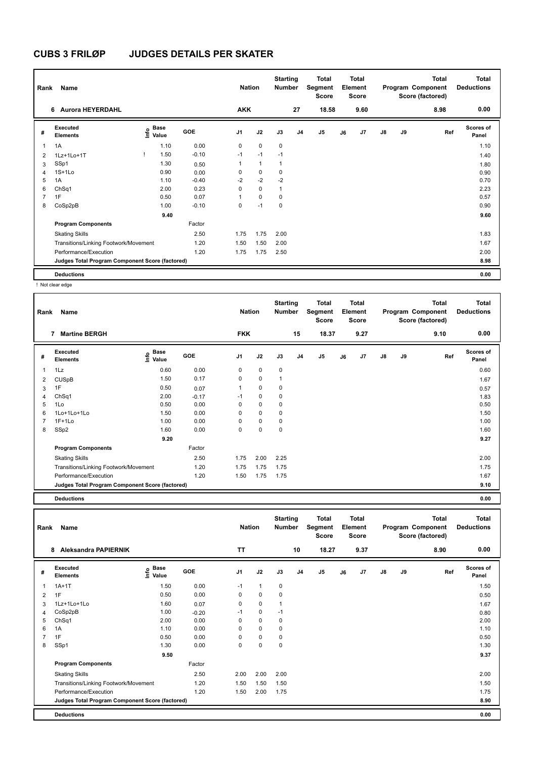# CUBS 3 FRILØP JUDGES DETAILS PER SKATER

| Rank | Name | Nation | Starting Number | Total Segment Score | Total Element Score | Total Program Component Score (factored) | Total Deductions |
|---|---|---|---|---|---|---|---|
| 6 | Aurora HEYERDAHL | AKK | 27 | 18.58 | 9.60 | 8.98 | 0.00 |

| # | Executed Elements | Info | Base Value | GOE | J1 | J2 | J3 | J4 | J5 | J6 | J7 | J8 | J9 | Ref | Scores of Panel |
|---|---|---|---|---|---|---|---|---|---|---|---|---|---|---|---|
| 1 | 1A | | 1.10 | 0.00 | 0 | 0 | 0 | | | | | | | | 1.10 |
| 2 | 1Lz+1Lo+1T | ! | 1.50 | -0.10 | -1 | -1 | -1 | | | | | | | | 1.40 |
| 3 | SSp1 | | 1.30 | 0.50 | 1 | 1 | 1 | | | | | | | | 1.80 |
| 4 | 1S+1Lo | | 0.90 | 0.00 | 0 | 0 | 0 | | | | | | | | 0.90 |
| 5 | 1A | | 1.10 | -0.40 | -2 | -2 | -2 | | | | | | | | 0.70 |
| 6 | ChSq1 | | 2.00 | 0.23 | 0 | 0 | 1 | | | | | | | | 2.23 |
| 7 | 1F | | 0.50 | 0.07 | 1 | 0 | 0 | | | | | | | | 0.57 |
| 8 | CoSp2pB | | 1.00 | -0.10 | 0 | -1 | 0 | | | | | | | | 0.90 |
| | | | 9.40 | | | | | | | | | | | | 9.60 |
| | **Program Components** | | | Factor | | | | | | | | | | | |
| | Skating Skills | | | 2.50 | 1.75 | 1.75 | 2.00 | | | | | | | | 1.83 |
| | Transitions/Linking Footwork/Movement | | | 1.20 | 1.50 | 1.50 | 2.00 | | | | | | | | 1.67 |
| | Performance/Execution | | | 1.20 | 1.75 | 1.75 | 2.50 | | | | | | | | 2.00 |
| | **Judges Total Program Component Score (factored)** | | | | | | | | | | | | | | 8.98 |
| | **Deductions** | | | | | | | | | | | | | | 0.00 |

! Not clear edge

| Rank | Name | Nation | Starting Number | Total Segment Score | Total Element Score | Total Program Component Score (factored) | Total Deductions |
|---|---|---|---|---|---|---|---|
| 7 | Martine BERGH | FKK | 15 | 18.37 | 9.27 | 9.10 | 0.00 |

| # | Executed Elements | Info | Base Value | GOE | J1 | J2 | J3 | J4 | J5 | J6 | J7 | J8 | J9 | Ref | Scores of Panel |
|---|---|---|---|---|---|---|---|---|---|---|---|---|---|---|---|
| 1 | 1Lz | | 0.60 | 0.00 | 0 | 0 | 0 | | | | | | | | 0.60 |
| 2 | CUSpB | | 1.50 | 0.17 | 0 | 0 | 1 | | | | | | | | 1.67 |
| 3 | 1F | | 0.50 | 0.07 | 1 | 0 | 0 | | | | | | | | 0.57 |
| 4 | ChSq1 | | 2.00 | -0.17 | -1 | 0 | 0 | | | | | | | | 1.83 |
| 5 | 1Lo | | 0.50 | 0.00 | 0 | 0 | 0 | | | | | | | | 0.50 |
| 6 | 1Lo+1Lo+1Lo | | 1.50 | 0.00 | 0 | 0 | 0 | | | | | | | | 1.50 |
| 7 | 1F+1Lo | | 1.00 | 0.00 | 0 | 0 | 0 | | | | | | | | 1.00 |
| 8 | SSp2 | | 1.60 | 0.00 | 0 | 0 | 0 | | | | | | | | 1.60 |
| | | | 9.20 | | | | | | | | | | | | 9.27 |
| | **Program Components** | | | Factor | | | | | | | | | | | |
| | Skating Skills | | | 2.50 | 1.75 | 2.00 | 2.25 | | | | | | | | 2.00 |
| | Transitions/Linking Footwork/Movement | | | 1.20 | 1.75 | 1.75 | 1.75 | | | | | | | | 1.75 |
| | Performance/Execution | | | 1.20 | 1.50 | 1.75 | 1.75 | | | | | | | | 1.67 |
| | **Judges Total Program Component Score (factored)** | | | | | | | | | | | | | | 9.10 |
| | **Deductions** | | | | | | | | | | | | | | 0.00 |

| Rank | Name | Nation | Starting Number | Total Segment Score | Total Element Score | Total Program Component Score (factored) | Total Deductions |
|---|---|---|---|---|---|---|---|
| 8 | Aleksandra PAPIERNIK | TT | 10 | 18.27 | 9.37 | 8.90 | 0.00 |

| # | Executed Elements | Info | Base Value | GOE | J1 | J2 | J3 | J4 | J5 | J6 | J7 | J8 | J9 | Ref | Scores of Panel |
|---|---|---|---|---|---|---|---|---|---|---|---|---|---|---|---|
| 1 | 1A+1T | | 1.50 | 0.00 | -1 | 1 | 0 | | | | | | | | 1.50 |
| 2 | 1F | | 0.50 | 0.00 | 0 | 0 | 0 | | | | | | | | 0.50 |
| 3 | 1Lz+1Lo+1Lo | | 1.60 | 0.07 | 0 | 0 | 1 | | | | | | | | 1.67 |
| 4 | CoSp2pB | | 1.00 | -0.20 | -1 | 0 | -1 | | | | | | | | 0.80 |
| 5 | ChSq1 | | 2.00 | 0.00 | 0 | 0 | 0 | | | | | | | | 2.00 |
| 6 | 1A | | 1.10 | 0.00 | 0 | 0 | 0 | | | | | | | | 1.10 |
| 7 | 1F | | 0.50 | 0.00 | 0 | 0 | 0 | | | | | | | | 0.50 |
| 8 | SSp1 | | 1.30 | 0.00 | 0 | 0 | 0 | | | | | | | | 1.30 |
| | | | 9.50 | | | | | | | | | | | | 9.37 |
| | **Program Components** | | | Factor | | | | | | | | | | | |
| | Skating Skills | | | 2.50 | 2.00 | 2.00 | 2.00 | | | | | | | | 2.00 |
| | Transitions/Linking Footwork/Movement | | | 1.20 | 1.50 | 1.50 | 1.50 | | | | | | | | 1.50 |
| | Performance/Execution | | | 1.20 | 1.50 | 2.00 | 1.75 | | | | | | | | 1.75 |
| | **Judges Total Program Component Score (factored)** | | | | | | | | | | | | | | 8.90 |
| | **Deductions** | | | | | | | | | | | | | | 0.00 |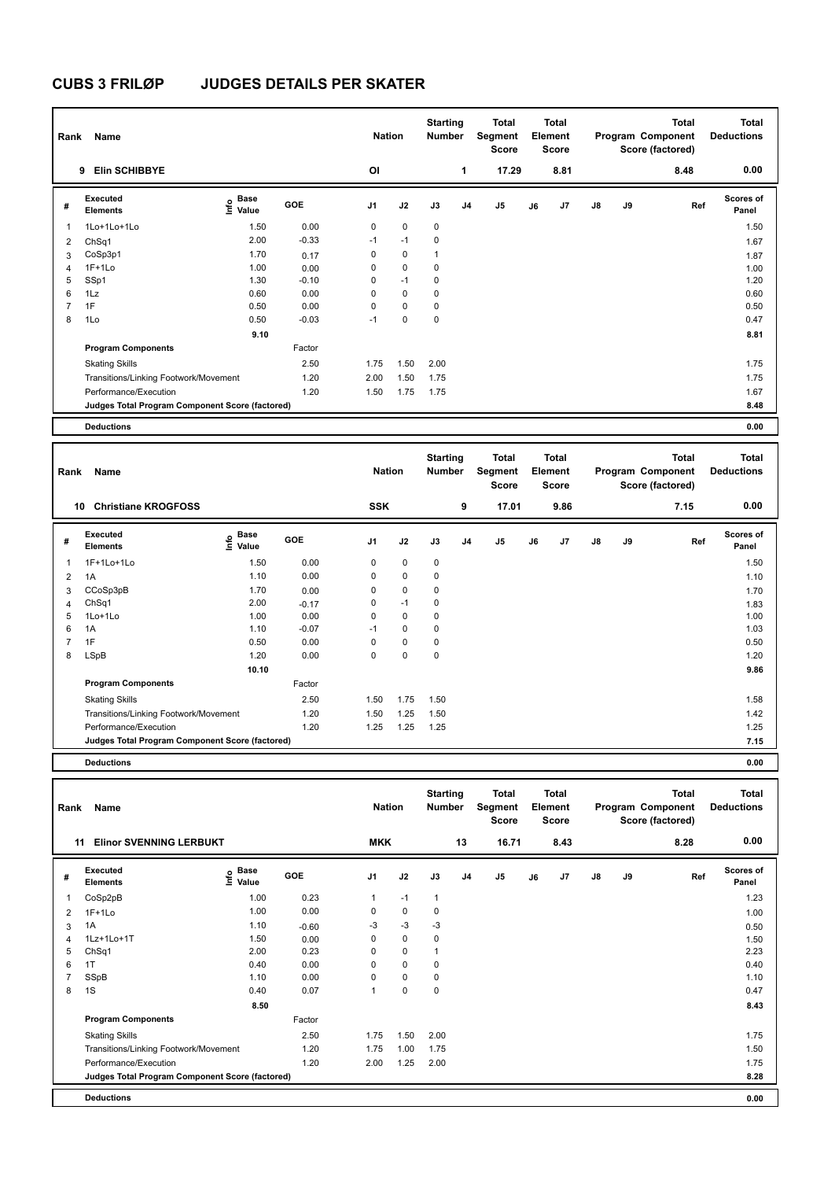# CUBS 3 FRILØP JUDGES DETAILS PER SKATER

| Rank | Name | Nation | Starting Number | Total Segment Score | Total Element Score | Total Program Component Score (factored) | Total Deductions |
|---|---|---|---|---|---|---|---|
| 9 | Elin SCHIBBYE | OI | 1 | 17.29 | 8.81 | 8.48 | 0.00 |

| # | Executed Elements | Info | Base Value | GOE | J1 | J2 | J3 | J4 | J5 | J6 | J7 | J8 | J9 | Ref | Scores of Panel |
|---|---|---|---|---|---|---|---|---|---|---|---|---|---|---|---|
| 1 | 1Lo+1Lo+1Lo | | 1.50 | 0.00 | 0 | 0 | 0 | | | | | | | | 1.50 |
| 2 | ChSq1 | | 2.00 | -0.33 | -1 | -1 | 0 | | | | | | | | 1.67 |
| 3 | CoSp3p1 | | 1.70 | 0.17 | 0 | 0 | 1 | | | | | | | | 1.87 |
| 4 | 1F+1Lo | | 1.00 | 0.00 | 0 | 0 | 0 | | | | | | | | 1.00 |
| 5 | SSp1 | | 1.30 | -0.10 | 0 | -1 | 0 | | | | | | | | 1.20 |
| 6 | 1Lz | | 0.60 | 0.00 | 0 | 0 | 0 | | | | | | | | 0.60 |
| 7 | 1F | | 0.50 | 0.00 | 0 | 0 | 0 | | | | | | | | 0.50 |
| 8 | 1Lo | | 0.50 | -0.03 | -1 | 0 | 0 | | | | | | | | 0.47 |
| | | | 9.10 | | | | | | | | | | | | 8.81 |
| | **Program Components** | | | Factor | | | | | | | | | | | |
| | Skating Skills | | | 2.50 | 1.75 | 1.50 | 2.00 | | | | | | | | 1.75 |
| | Transitions/Linking Footwork/Movement | | | 1.20 | 2.00 | 1.50 | 1.75 | | | | | | | | 1.75 |
| | Performance/Execution | | | 1.20 | 1.50 | 1.75 | 1.75 | | | | | | | | 1.67 |
| | **Judges Total Program Component Score (factored)** | | | | | | | | | | | | | | 8.48 |
| | **Deductions** | | | | | | | | | | | | | | 0.00 |

| Rank | Name | Nation | Starting Number | Total Segment Score | Total Element Score | Total Program Component Score (factored) | Total Deductions |
|---|---|---|---|---|---|---|---|
| 10 | Christiane KROGFOSS | SSK | 9 | 17.01 | 9.86 | 7.15 | 0.00 |

| # | Executed Elements | Info | Base Value | GOE | J1 | J2 | J3 | J4 | J5 | J6 | J7 | J8 | J9 | Ref | Scores of Panel |
|---|---|---|---|---|---|---|---|---|---|---|---|---|---|---|---|
| 1 | 1F+1Lo+1Lo | | 1.50 | 0.00 | 0 | 0 | 0 | | | | | | | | 1.50 |
| 2 | 1A | | 1.10 | 0.00 | 0 | 0 | 0 | | | | | | | | 1.10 |
| 3 | CCoSp3pB | | 1.70 | 0.00 | 0 | 0 | 0 | | | | | | | | 1.70 |
| 4 | ChSq1 | | 2.00 | -0.17 | 0 | -1 | 0 | | | | | | | | 1.83 |
| 5 | 1Lo+1Lo | | 1.00 | 0.00 | 0 | 0 | 0 | | | | | | | | 1.00 |
| 6 | 1A | | 1.10 | -0.07 | -1 | 0 | 0 | | | | | | | | 1.03 |
| 7 | 1F | | 0.50 | 0.00 | 0 | 0 | 0 | | | | | | | | 0.50 |
| 8 | LSpB | | 1.20 | 0.00 | 0 | 0 | 0 | | | | | | | | 1.20 |
| | | | 10.10 | | | | | | | | | | | | 9.86 |
| | **Program Components** | | | Factor | | | | | | | | | | | |
| | Skating Skills | | | 2.50 | 1.50 | 1.75 | 1.50 | | | | | | | | 1.58 |
| | Transitions/Linking Footwork/Movement | | | 1.20 | 1.50 | 1.25 | 1.50 | | | | | | | | 1.42 |
| | Performance/Execution | | | 1.20 | 1.25 | 1.25 | 1.25 | | | | | | | | 1.25 |
| | **Judges Total Program Component Score (factored)** | | | | | | | | | | | | | | 7.15 |
| | **Deductions** | | | | | | | | | | | | | | 0.00 |

| Rank | Name | Nation | Starting Number | Total Segment Score | Total Element Score | Total Program Component Score (factored) | Total Deductions |
|---|---|---|---|---|---|---|---|
| 11 | Elinor SVENNING LERBUKT | MKK | 13 | 16.71 | 8.43 | 8.28 | 0.00 |

| # | Executed Elements | Info | Base Value | GOE | J1 | J2 | J3 | J4 | J5 | J6 | J7 | J8 | J9 | Ref | Scores of Panel |
|---|---|---|---|---|---|---|---|---|---|---|---|---|---|---|---|
| 1 | CoSp2pB | | 1.00 | 0.23 | 1 | -1 | 1 | | | | | | | | 1.23 |
| 2 | 1F+1Lo | | 1.00 | 0.00 | 0 | 0 | 0 | | | | | | | | 1.00 |
| 3 | 1A | | 1.10 | -0.60 | -3 | -3 | -3 | | | | | | | | 0.50 |
| 4 | 1Lz+1Lo+1T | | 1.50 | 0.00 | 0 | 0 | 0 | | | | | | | | 1.50 |
| 5 | ChSq1 | | 2.00 | 0.23 | 0 | 0 | 1 | | | | | | | | 2.23 |
| 6 | 1T | | 0.40 | 0.00 | 0 | 0 | 0 | | | | | | | | 0.40 |
| 7 | SSpB | | 1.10 | 0.00 | 0 | 0 | 0 | | | | | | | | 1.10 |
| 8 | 1S | | 0.40 | 0.07 | 1 | 0 | 0 | | | | | | | | 0.47 |
| | | | 8.50 | | | | | | | | | | | | 8.43 |
| | **Program Components** | | | Factor | | | | | | | | | | | |
| | Skating Skills | | | 2.50 | 1.75 | 1.50 | 2.00 | | | | | | | | 1.75 |
| | Transitions/Linking Footwork/Movement | | | 1.20 | 1.75 | 1.00 | 1.75 | | | | | | | | 1.50 |
| | Performance/Execution | | | 1.20 | 2.00 | 1.25 | 2.00 | | | | | | | | 1.75 |
| | **Judges Total Program Component Score (factored)** | | | | | | | | | | | | | | 8.28 |
| | **Deductions** | | | | | | | | | | | | | | 0.00 |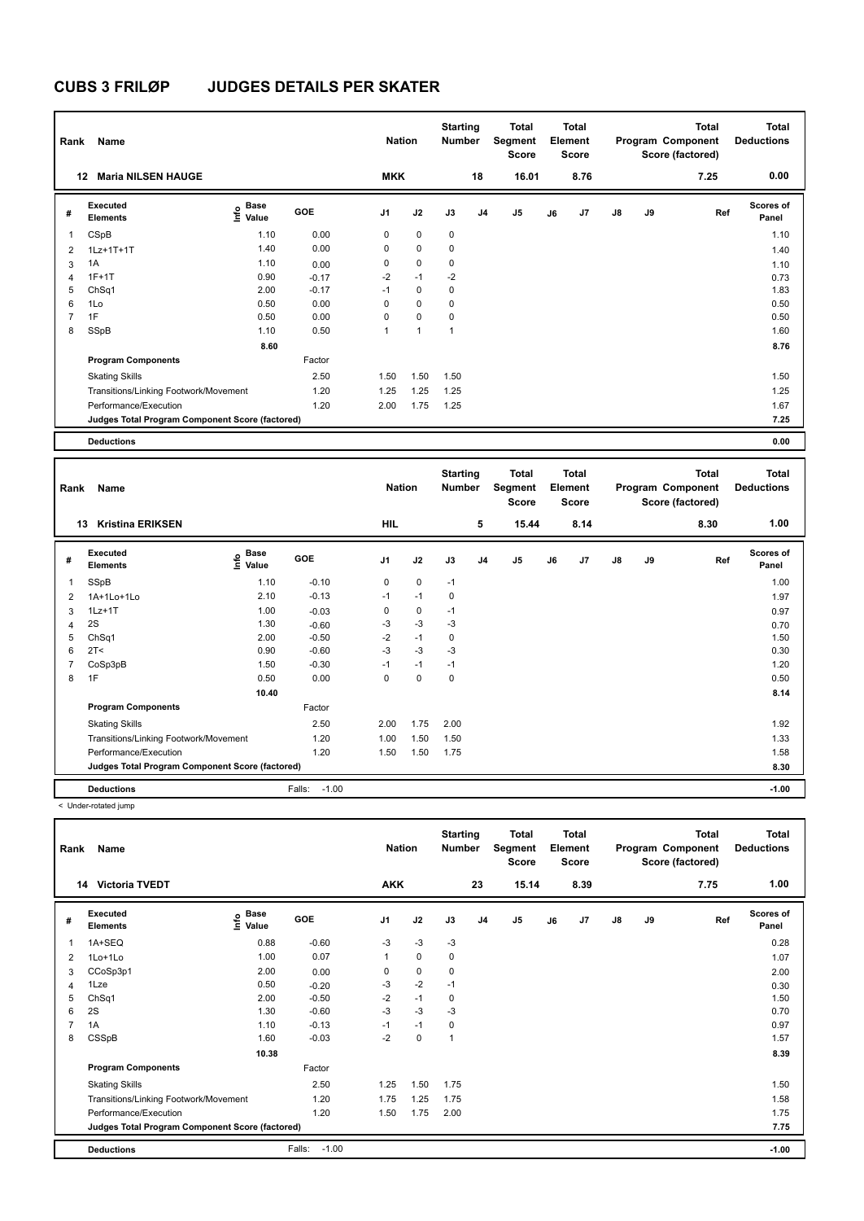# CUBS 3 FRILØP JUDGES DETAILS PER SKATER

| Rank | Name | Nation | Starting Number | Total Segment Score | Total Element Score | Total Program Component Score (factored) | Total Deductions |
|---|---|---|---|---|---|---|---|
| 12 | Maria NILSEN HAUGE | MKK | 18 | 16.01 | 8.76 | 7.25 | 0.00 |

| # | Executed Elements | Info | Base Value | GOE | J1 | J2 | J3 | J4 | J5 | J6 | J7 | J8 | J9 | Ref | Scores of Panel |
|---|---|---|---|---|---|---|---|---|---|---|---|---|---|---|---|
| 1 | CSpB | | 1.10 | 0.00 | 0 | 0 | 0 | | | | | | | | 1.10 |
| 2 | 1Lz+1T+1T | | 1.40 | 0.00 | 0 | 0 | 0 | | | | | | | | 1.40 |
| 3 | 1A | | 1.10 | 0.00 | 0 | 0 | 0 | | | | | | | | 1.10 |
| 4 | 1F+1T | | 0.90 | -0.17 | -2 | -1 | -2 | | | | | | | | 0.73 |
| 5 | ChSq1 | | 2.00 | -0.17 | -1 | 0 | 0 | | | | | | | | 1.83 |
| 6 | 1Lo | | 0.50 | 0.00 | 0 | 0 | 0 | | | | | | | | 0.50 |
| 7 | 1F | | 0.50 | 0.00 | 0 | 0 | 0 | | | | | | | | 0.50 |
| 8 | SSpB | | 1.10 | 0.50 | 1 | 1 | 1 | | | | | | | | 1.60 |
| | | | 8.60 | | | | | | | | | | | | 8.76 |
| | **Program Components** | | | Factor | | | | | | | | | | | |
| | Skating Skills | | | 2.50 | 1.50 | 1.50 | 1.50 | | | | | | | | 1.50 |
| | Transitions/Linking Footwork/Movement | | | 1.20 | 1.25 | 1.25 | 1.25 | | | | | | | | 1.25 |
| | Performance/Execution | | | 1.20 | 2.00 | 1.75 | 1.25 | | | | | | | | 1.67 |
| | **Judges Total Program Component Score (factored)** | | | | | | | | | | | | | | 7.25 |
| | **Deductions** | | | | | | | | | | | | | | 0.00 |

| Rank | Name | Nation | Starting Number | Total Segment Score | Total Element Score | Total Program Component Score (factored) | Total Deductions |
|---|---|---|---|---|---|---|---|
| 13 | Kristina ERIKSEN | HIL | 5 | 15.44 | 8.14 | 8.30 | 1.00 |

| # | Executed Elements | Info | Base Value | GOE | J1 | J2 | J3 | J4 | J5 | J6 | J7 | J8 | J9 | Ref | Scores of Panel |
|---|---|---|---|---|---|---|---|---|---|---|---|---|---|---|---|
| 1 | SSpB | | 1.10 | -0.10 | 0 | 0 | -1 | | | | | | | | 1.00 |
| 2 | 1A+1Lo+1Lo | | 2.10 | -0.13 | -1 | -1 | 0 | | | | | | | | 1.97 |
| 3 | 1Lz+1T | | 1.00 | -0.03 | 0 | 0 | -1 | | | | | | | | 0.97 |
| 4 | 2S | | 1.30 | -0.60 | -3 | -3 | -3 | | | | | | | | 0.70 |
| 5 | ChSq1 | | 2.00 | -0.50 | -2 | -1 | 0 | | | | | | | | 1.50 |
| 6 | 2T< | | 0.90 | -0.60 | -3 | -3 | -3 | | | | | | | | 0.30 |
| 7 | CoSp3pB | | 1.50 | -0.30 | -1 | -1 | -1 | | | | | | | | 1.20 |
| 8 | 1F | | 0.50 | 0.00 | 0 | 0 | 0 | | | | | | | | 0.50 |
| | | | 10.40 | | | | | | | | | | | | 8.14 |
| | **Program Components** | | | Factor | | | | | | | | | | | |
| | Skating Skills | | | 2.50 | 2.00 | 1.75 | 2.00 | | | | | | | | 1.92 |
| | Transitions/Linking Footwork/Movement | | | 1.20 | 1.00 | 1.50 | 1.50 | | | | | | | | 1.33 |
| | Performance/Execution | | | 1.20 | 1.50 | 1.50 | 1.75 | | | | | | | | 1.58 |
| | **Judges Total Program Component Score (factored)** | | | | | | | | | | | | | | 8.30 |
| | **Deductions** | | | Falls: -1.00 | | | | | | | | | | | -1.00 |

< Under-rotated jump

| Rank | Name | Nation | Starting Number | Total Segment Score | Total Element Score | Total Program Component Score (factored) | Total Deductions |
|---|---|---|---|---|---|---|---|
| 14 | Victoria TVEDT | AKK | 23 | 15.14 | 8.39 | 7.75 | 1.00 |

| # | Executed Elements | Info | Base Value | GOE | J1 | J2 | J3 | J4 | J5 | J6 | J7 | J8 | J9 | Ref | Scores of Panel |
|---|---|---|---|---|---|---|---|---|---|---|---|---|---|---|---|
| 1 | 1A+SEQ | | 0.88 | -0.60 | -3 | -3 | -3 | | | | | | | | 0.28 |
| 2 | 1Lo+1Lo | | 1.00 | 0.07 | 1 | 0 | 0 | | | | | | | | 1.07 |
| 3 | CCoSp3p1 | | 2.00 | 0.00 | 0 | 0 | 0 | | | | | | | | 2.00 |
| 4 | 1Lze | | 0.50 | -0.20 | -3 | -2 | -1 | | | | | | | | 0.30 |
| 5 | ChSq1 | | 2.00 | -0.50 | -2 | -1 | 0 | | | | | | | | 1.50 |
| 6 | 2S | | 1.30 | -0.60 | -3 | -3 | -3 | | | | | | | | 0.70 |
| 7 | 1A | | 1.10 | -0.13 | -1 | -1 | 0 | | | | | | | | 0.97 |
| 8 | CSSpB | | 1.60 | -0.03 | -2 | 0 | 1 | | | | | | | | 1.57 |
| | | | 10.38 | | | | | | | | | | | | 8.39 |
| | **Program Components** | | | Factor | | | | | | | | | | | |
| | Skating Skills | | | 2.50 | 1.25 | 1.50 | 1.75 | | | | | | | | 1.50 |
| | Transitions/Linking Footwork/Movement | | | 1.20 | 1.75 | 1.25 | 1.75 | | | | | | | | 1.58 |
| | Performance/Execution | | | 1.20 | 1.50 | 1.75 | 2.00 | | | | | | | | 1.75 |
| | **Judges Total Program Component Score (factored)** | | | | | | | | | | | | | | 7.75 |
| | **Deductions** | | | Falls: -1.00 | | | | | | | | | | | -1.00 |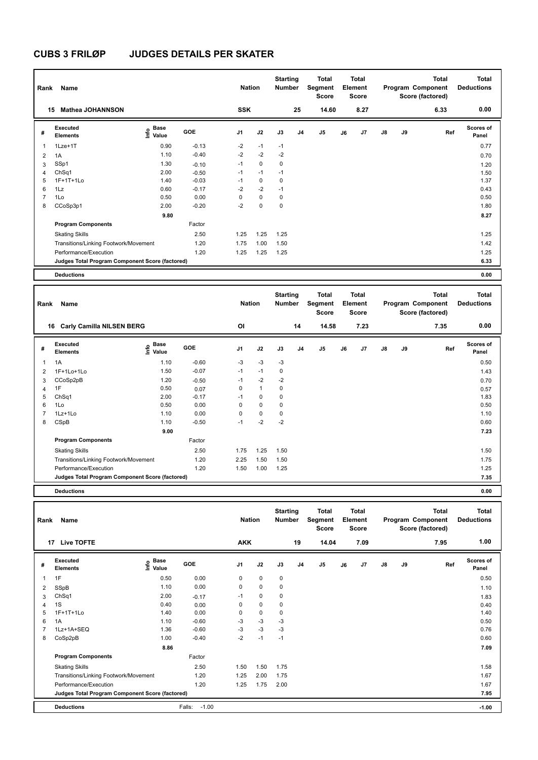# CUBS 3 FRILØP JUDGES DETAILS PER SKATER

| Rank | Name | Nation | Starting Number | Total Segment Score | Total Element Score | Total Program Component Score (factored) | Total Deductions |
|---|---|---|---|---|---|---|---|
| 15 | Mathea JOHANNSON | SSK | 25 | 14.60 | 8.27 | 6.33 | 0.00 |

| # | Executed Elements | Info | Base Value | GOE | J1 | J2 | J3 | J4 | J5 | J6 | J7 | J8 | J9 | Ref | Scores of Panel |
|---|---|---|---|---|---|---|---|---|---|---|---|---|---|---|---|
| 1 | 1Lze+1T | | 0.90 | -0.13 | -2 | -1 | -1 | | | | | | | | 0.77 |
| 2 | 1A | | 1.10 | -0.40 | -2 | -2 | -2 | | | | | | | | 0.70 |
| 3 | SSp1 | | 1.30 | -0.10 | -1 | 0 | 0 | | | | | | | | 1.20 |
| 4 | ChSq1 | | 2.00 | -0.50 | -1 | -1 | -1 | | | | | | | | 1.50 |
| 5 | 1F+1T+1Lo | | 1.40 | -0.03 | -1 | 0 | 0 | | | | | | | | 1.37 |
| 6 | 1Lz | | 0.60 | -0.17 | -2 | -2 | -1 | | | | | | | | 0.43 |
| 7 | 1Lo | | 0.50 | 0.00 | 0 | 0 | 0 | | | | | | | | 0.50 |
| 8 | CCoSp3p1 | | 2.00 | -0.20 | -2 | 0 | 0 | | | | | | | | 1.80 |
| | | | 9.80 | | | | | | | | | | | | 8.27 |

| Program Components | Factor | J1 | J2 | J3 | Scores of Panel |
|---|---|---|---|---|---|
| Skating Skills | 2.50 | 1.25 | 1.25 | 1.25 | 1.25 |
| Transitions/Linking Footwork/Movement | 1.20 | 1.75 | 1.00 | 1.50 | 1.42 |
| Performance/Execution | 1.20 | 1.25 | 1.25 | 1.25 | 1.25 |
| Judges Total Program Component Score (factored) | | | | | 6.33 |

**Deductions** 0.00

| Rank | Name | Nation | Starting Number | Total Segment Score | Total Element Score | Total Program Component Score (factored) | Total Deductions |
|---|---|---|---|---|---|---|---|
| 16 | Carly Camilla NILSEN BERG | OI | 14 | 14.58 | 7.23 | 7.35 | 0.00 |

| # | Executed Elements | Info | Base Value | GOE | J1 | J2 | J3 | J4 | J5 | J6 | J7 | J8 | J9 | Ref | Scores of Panel |
|---|---|---|---|---|---|---|---|---|---|---|---|---|---|---|---|
| 1 | 1A | | 1.10 | -0.60 | -3 | -3 | -3 | | | | | | | | 0.50 |
| 2 | 1F+1Lo+1Lo | | 1.50 | -0.07 | -1 | -1 | 0 | | | | | | | | 1.43 |
| 3 | CCoSp2pB | | 1.20 | -0.50 | -1 | -2 | -2 | | | | | | | | 0.70 |
| 4 | 1F | | 0.50 | 0.07 | 0 | 1 | 0 | | | | | | | | 0.57 |
| 5 | ChSq1 | | 2.00 | -0.17 | -1 | 0 | 0 | | | | | | | | 1.83 |
| 6 | 1Lo | | 0.50 | 0.00 | 0 | 0 | 0 | | | | | | | | 0.50 |
| 7 | 1Lz+1Lo | | 1.10 | 0.00 | 0 | 0 | 0 | | | | | | | | 1.10 |
| 8 | CSpB | | 1.10 | -0.50 | -1 | -2 | -2 | | | | | | | | 0.60 |
| | | | 9.00 | | | | | | | | | | | | 7.23 |

| Program Components | Factor | J1 | J2 | J3 | Scores of Panel |
|---|---|---|---|---|---|
| Skating Skills | 2.50 | 1.75 | 1.25 | 1.50 | 1.50 |
| Transitions/Linking Footwork/Movement | 1.20 | 2.25 | 1.50 | 1.50 | 1.75 |
| Performance/Execution | 1.20 | 1.50 | 1.00 | 1.25 | 1.25 |
| Judges Total Program Component Score (factored) | | | | | 7.35 |

**Deductions** 0.00

| Rank | Name | Nation | Starting Number | Total Segment Score | Total Element Score | Total Program Component Score (factored) | Total Deductions |
|---|---|---|---|---|---|---|---|
| 17 | Live TOFTE | AKK | 19 | 14.04 | 7.09 | 7.95 | 1.00 |

| # | Executed Elements | Info | Base Value | GOE | J1 | J2 | J3 | J4 | J5 | J6 | J7 | J8 | J9 | Ref | Scores of Panel |
|---|---|---|---|---|---|---|---|---|---|---|---|---|---|---|---|
| 1 | 1F | | 0.50 | 0.00 | 0 | 0 | 0 | | | | | | | | 0.50 |
| 2 | SSpB | | 1.10 | 0.00 | 0 | 0 | 0 | | | | | | | | 1.10 |
| 3 | ChSq1 | | 2.00 | -0.17 | -1 | 0 | 0 | | | | | | | | 1.83 |
| 4 | 1S | | 0.40 | 0.00 | 0 | 0 | 0 | | | | | | | | 0.40 |
| 5 | 1F+1T+1Lo | | 1.40 | 0.00 | 0 | 0 | 0 | | | | | | | | 1.40 |
| 6 | 1A | | 1.10 | -0.60 | -3 | -3 | -3 | | | | | | | | 0.50 |
| 7 | 1Lz+1A+SEQ | | 1.36 | -0.60 | -3 | -3 | -3 | | | | | | | | 0.76 |
| 8 | CoSp2pB | | 1.00 | -0.40 | -2 | -1 | -1 | | | | | | | | 0.60 |
| | | | 8.86 | | | | | | | | | | | | 7.09 |

| Program Components | Factor | J1 | J2 | J3 | Scores of Panel |
|---|---|---|---|---|---|
| Skating Skills | 2.50 | 1.50 | 1.50 | 1.75 | 1.58 |
| Transitions/Linking Footwork/Movement | 1.20 | 1.25 | 2.00 | 1.75 | 1.67 |
| Performance/Execution | 1.20 | 1.25 | 1.75 | 2.00 | 1.67 |
| Judges Total Program Component Score (factored) | | | | | 7.95 |

**Deductions** Falls: -1.00 — -1.00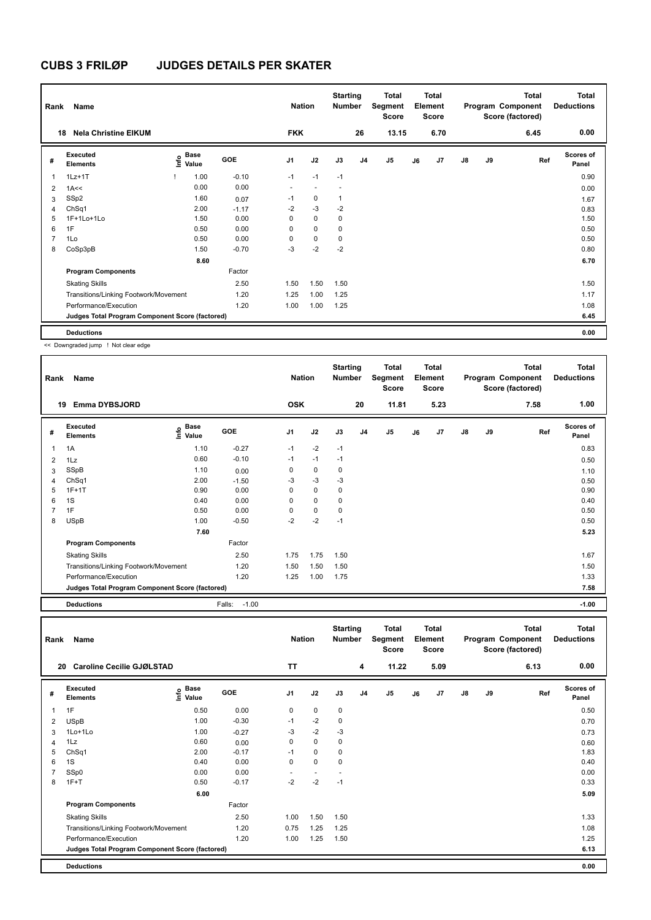# CUBS 3 FRILØP JUDGES DETAILS PER SKATER

| Rank | Name | Nation | Starting Number | Total Segment Score | Total Element Score | Total Program Component Score (factored) | Total Deductions |
|---|---|---|---|---|---|---|---|
| 18 | Nela Christine EIKUM | FKK | 26 | 13.15 | 6.70 | 6.45 | 0.00 |

| # | Executed Elements | Info | Base Value | GOE | J1 | J2 | J3 | J4 | J5 | J6 | J7 | J8 | J9 | Ref | Scores of Panel |
|---|---|---|---|---|---|---|---|---|---|---|---|---|---|---|---|
| 1 | 1Lz+1T | ! | 1.00 | -0.10 | -1 | -1 | -1 | | | | | | | | 0.90 |
| 2 | 1A<< | | 0.00 | 0.00 | - | - | - | | | | | | | | 0.00 |
| 3 | SSp2 | | 1.60 | 0.07 | -1 | 0 | 1 | | | | | | | | 1.67 |
| 4 | ChSq1 | | 2.00 | -1.17 | -2 | -3 | -2 | | | | | | | | 0.83 |
| 5 | 1F+1Lo+1Lo | | 1.50 | 0.00 | 0 | 0 | 0 | | | | | | | | 1.50 |
| 6 | 1F | | 0.50 | 0.00 | 0 | 0 | 0 | | | | | | | | 0.50 |
| 7 | 1Lo | | 0.50 | 0.00 | 0 | 0 | 0 | | | | | | | | 0.50 |
| 8 | CoSp3pB | | 1.50 | -0.70 | -3 | -2 | -2 | | | | | | | | 0.80 |
| | | | 8.60 | | | | | | | | | | | | 6.70 |
| | **Program Components** | | | Factor | | | | | | | | | | | |
| | Skating Skills | | | 2.50 | 1.50 | 1.50 | 1.50 | | | | | | | | 1.50 |
| | Transitions/Linking Footwork/Movement | | | 1.20 | 1.25 | 1.00 | 1.25 | | | | | | | | 1.17 |
| | Performance/Execution | | | 1.20 | 1.00 | 1.00 | 1.25 | | | | | | | | 1.08 |
| | **Judges Total Program Component Score (factored)** | | | | | | | | | | | | | | 6.45 |
| | **Deductions** | | | | | | | | | | | | | | 0.00 |

<< Downgraded jump ! Not clear edge

| Rank | Name | Nation | Starting Number | Total Segment Score | Total Element Score | Total Program Component Score (factored) | Total Deductions |
|---|---|---|---|---|---|---|---|
| 19 | Emma DYBSJORD | OSK | 20 | 11.81 | 5.23 | 7.58 | 1.00 |

| # | Executed Elements | Info | Base Value | GOE | J1 | J2 | J3 | J4 | J5 | J6 | J7 | J8 | J9 | Ref | Scores of Panel |
|---|---|---|---|---|---|---|---|---|---|---|---|---|---|---|---|
| 1 | 1A | | 1.10 | -0.27 | -1 | -2 | -1 | | | | | | | | 0.83 |
| 2 | 1Lz | | 0.60 | -0.10 | -1 | -1 | -1 | | | | | | | | 0.50 |
| 3 | SSpB | | 1.10 | 0.00 | 0 | 0 | 0 | | | | | | | | 1.10 |
| 4 | ChSq1 | | 2.00 | -1.50 | -3 | -3 | -3 | | | | | | | | 0.50 |
| 5 | 1F+1T | | 0.90 | 0.00 | 0 | 0 | 0 | | | | | | | | 0.90 |
| 6 | 1S | | 0.40 | 0.00 | 0 | 0 | 0 | | | | | | | | 0.40 |
| 7 | 1F | | 0.50 | 0.00 | 0 | 0 | 0 | | | | | | | | 0.50 |
| 8 | USpB | | 1.00 | -0.50 | -2 | -2 | -1 | | | | | | | | 0.50 |
| | | | 7.60 | | | | | | | | | | | | 5.23 |
| | **Program Components** | | | Factor | | | | | | | | | | | |
| | Skating Skills | | | 2.50 | 1.75 | 1.75 | 1.50 | | | | | | | | 1.67 |
| | Transitions/Linking Footwork/Movement | | | 1.20 | 1.50 | 1.50 | 1.50 | | | | | | | | 1.50 |
| | Performance/Execution | | | 1.20 | 1.25 | 1.00 | 1.75 | | | | | | | | 1.33 |
| | **Judges Total Program Component Score (factored)** | | | | | | | | | | | | | | 7.58 |
| | **Deductions** | | | Falls: -1.00 | | | | | | | | | | | -1.00 |

| Rank | Name | Nation | Starting Number | Total Segment Score | Total Element Score | Total Program Component Score (factored) | Total Deductions |
|---|---|---|---|---|---|---|---|
| 20 | Caroline Cecilie GJØLSTAD | TT | 4 | 11.22 | 5.09 | 6.13 | 0.00 |

| # | Executed Elements | Info | Base Value | GOE | J1 | J2 | J3 | J4 | J5 | J6 | J7 | J8 | J9 | Ref | Scores of Panel |
|---|---|---|---|---|---|---|---|---|---|---|---|---|---|---|---|
| 1 | 1F | | 0.50 | 0.00 | 0 | 0 | 0 | | | | | | | | 0.50 |
| 2 | USpB | | 1.00 | -0.30 | -1 | -2 | 0 | | | | | | | | 0.70 |
| 3 | 1Lo+1Lo | | 1.00 | -0.27 | -3 | -2 | -3 | | | | | | | | 0.73 |
| 4 | 1Lz | | 0.60 | 0.00 | 0 | 0 | 0 | | | | | | | | 0.60 |
| 5 | ChSq1 | | 2.00 | -0.17 | -1 | 0 | 0 | | | | | | | | 1.83 |
| 6 | 1S | | 0.40 | 0.00 | 0 | 0 | 0 | | | | | | | | 0.40 |
| 7 | SSp0 | | 0.00 | 0.00 | - | - | - | | | | | | | | 0.00 |
| 8 | 1F+T | | 0.50 | -0.17 | -2 | -2 | -1 | | | | | | | | 0.33 |
| | | | 6.00 | | | | | | | | | | | | 5.09 |
| | **Program Components** | | | Factor | | | | | | | | | | | |
| | Skating Skills | | | 2.50 | 1.00 | 1.50 | 1.50 | | | | | | | | 1.33 |
| | Transitions/Linking Footwork/Movement | | | 1.20 | 0.75 | 1.25 | 1.25 | | | | | | | | 1.08 |
| | Performance/Execution | | | 1.20 | 1.00 | 1.25 | 1.50 | | | | | | | | 1.25 |
| | **Judges Total Program Component Score (factored)** | | | | | | | | | | | | | | 6.13 |
| | **Deductions** | | | | | | | | | | | | | | 0.00 |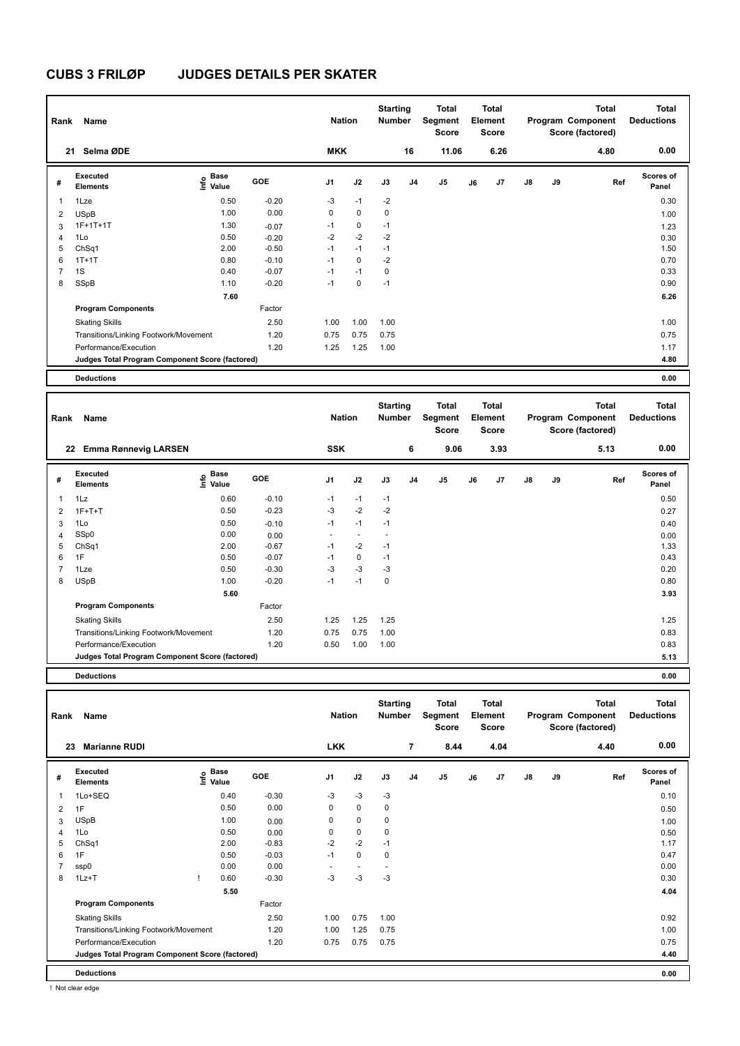# CUBS 3 FRILØP JUDGES DETAILS PER SKATER

| Rank | Name | Nation | Starting Number | Total Segment Score | Total Element Score | Total Program Component Score (factored) | Total Deductions |
|---|---|---|---|---|---|---|---|
| 21 | Selma ØDE | MKK | 16 | 11.06 | 6.26 | 4.80 | 0.00 |

| # | Executed Elements | Info | Base Value | GOE | J1 | J2 | J3 | J4 | J5 | J6 | J7 | J8 | J9 | Ref | Scores of Panel |
|---|---|---|---|---|---|---|---|---|---|---|---|---|---|---|---|
| 1 | 1Lze | | 0.50 | -0.20 | -3 | -1 | -2 | | | | | | | | 0.30 |
| 2 | USpB | | 1.00 | 0.00 | 0 | 0 | 0 | | | | | | | | 1.00 |
| 3 | 1F+1T+1T | | 1.30 | -0.07 | -1 | 0 | -1 | | | | | | | | 1.23 |
| 4 | 1Lo | | 0.50 | -0.20 | -2 | -2 | -2 | | | | | | | | 0.30 |
| 5 | ChSq1 | | 2.00 | -0.50 | -1 | -1 | -1 | | | | | | | | 1.50 |
| 6 | 1T+1T | | 0.80 | -0.10 | -1 | 0 | -2 | | | | | | | | 0.70 |
| 7 | 1S | | 0.40 | -0.07 | -1 | -1 | 0 | | | | | | | | 0.33 |
| 8 | SSpB | | 1.10 | -0.20 | -1 | 0 | -1 | | | | | | | | 0.90 |
| | | | 7.60 | | | | | | | | | | | | 6.26 |
| | **Program Components** | | | Factor | | | | | | | | | | | |
| | Skating Skills | | | 2.50 | 1.00 | 1.00 | 1.00 | | | | | | | | 1.00 |
| | Transitions/Linking Footwork/Movement | | | 1.20 | 0.75 | 0.75 | 0.75 | | | | | | | | 0.75 |
| | Performance/Execution | | | 1.20 | 1.25 | 1.25 | 1.00 | | | | | | | | 1.17 |
| | **Judges Total Program Component Score (factored)** | | | | | | | | | | | | | | 4.80 |
| | **Deductions** | | | | | | | | | | | | | | 0.00 |

| Rank | Name | Nation | Starting Number | Total Segment Score | Total Element Score | Total Program Component Score (factored) | Total Deductions |
|---|---|---|---|---|---|---|---|
| 22 | Emma Rønnevig LARSEN | SSK | 6 | 9.06 | 3.93 | 5.13 | 0.00 |

| # | Executed Elements | Info | Base Value | GOE | J1 | J2 | J3 | J4 | J5 | J6 | J7 | J8 | J9 | Ref | Scores of Panel |
|---|---|---|---|---|---|---|---|---|---|---|---|---|---|---|---|
| 1 | 1Lz | | 0.60 | -0.10 | -1 | -1 | -1 | | | | | | | | 0.50 |
| 2 | 1F+T+T | | 0.50 | -0.23 | -3 | -2 | -2 | | | | | | | | 0.27 |
| 3 | 1Lo | | 0.50 | -0.10 | -1 | -1 | -1 | | | | | | | | 0.40 |
| 4 | SSp0 | | 0.00 | 0.00 | - | - | - | | | | | | | | 0.00 |
| 5 | ChSq1 | | 2.00 | -0.67 | -1 | -2 | -1 | | | | | | | | 1.33 |
| 6 | 1F | | 0.50 | -0.07 | -1 | 0 | -1 | | | | | | | | 0.43 |
| 7 | 1Lze | | 0.50 | -0.30 | -3 | -3 | -3 | | | | | | | | 0.20 |
| 8 | USpB | | 1.00 | -0.20 | -1 | -1 | 0 | | | | | | | | 0.80 |
| | | | 5.60 | | | | | | | | | | | | 3.93 |
| | **Program Components** | | | Factor | | | | | | | | | | | |
| | Skating Skills | | | 2.50 | 1.25 | 1.25 | 1.25 | | | | | | | | 1.25 |
| | Transitions/Linking Footwork/Movement | | | 1.20 | 0.75 | 0.75 | 1.00 | | | | | | | | 0.83 |
| | Performance/Execution | | | 1.20 | 0.50 | 1.00 | 1.00 | | | | | | | | 0.83 |
| | **Judges Total Program Component Score (factored)** | | | | | | | | | | | | | | 5.13 |
| | **Deductions** | | | | | | | | | | | | | | 0.00 |

| Rank | Name | Nation | Starting Number | Total Segment Score | Total Element Score | Total Program Component Score (factored) | Total Deductions |
|---|---|---|---|---|---|---|---|
| 23 | Marianne RUDI | LKK | 7 | 8.44 | 4.04 | 4.40 | 0.00 |

| # | Executed Elements | Info | Base Value | GOE | J1 | J2 | J3 | J4 | J5 | J6 | J7 | J8 | J9 | Ref | Scores of Panel |
|---|---|---|---|---|---|---|---|---|---|---|---|---|---|---|---|
| 1 | 1Lo+SEQ | | 0.40 | -0.30 | -3 | -3 | -3 | | | | | | | | 0.10 |
| 2 | 1F | | 0.50 | 0.00 | 0 | 0 | 0 | | | | | | | | 0.50 |
| 3 | USpB | | 1.00 | 0.00 | 0 | 0 | 0 | | | | | | | | 1.00 |
| 4 | 1Lo | | 0.50 | 0.00 | 0 | 0 | 0 | | | | | | | | 0.50 |
| 5 | ChSq1 | | 2.00 | -0.83 | -2 | -2 | -1 | | | | | | | | 1.17 |
| 6 | 1F | | 0.50 | -0.03 | -1 | 0 | 0 | | | | | | | | 0.47 |
| 7 | ssp0 | | 0.00 | 0.00 | - | - | - | | | | | | | | 0.00 |
| 8 | 1Lz+T | ! | 0.60 | -0.30 | -3 | -3 | -3 | | | | | | | | 0.30 |
| | | | 5.50 | | | | | | | | | | | | 4.04 |
| | **Program Components** | | | Factor | | | | | | | | | | | |
| | Skating Skills | | | 2.50 | 1.00 | 0.75 | 1.00 | | | | | | | | 0.92 |
| | Transitions/Linking Footwork/Movement | | | 1.20 | 1.00 | 1.25 | 0.75 | | | | | | | | 1.00 |
| | Performance/Execution | | | 1.20 | 0.75 | 0.75 | 0.75 | | | | | | | | 0.75 |
| | **Judges Total Program Component Score (factored)** | | | | | | | | | | | | | | 4.40 |
| | **Deductions** | | | | | | | | | | | | | | 0.00 |

! Not clear edge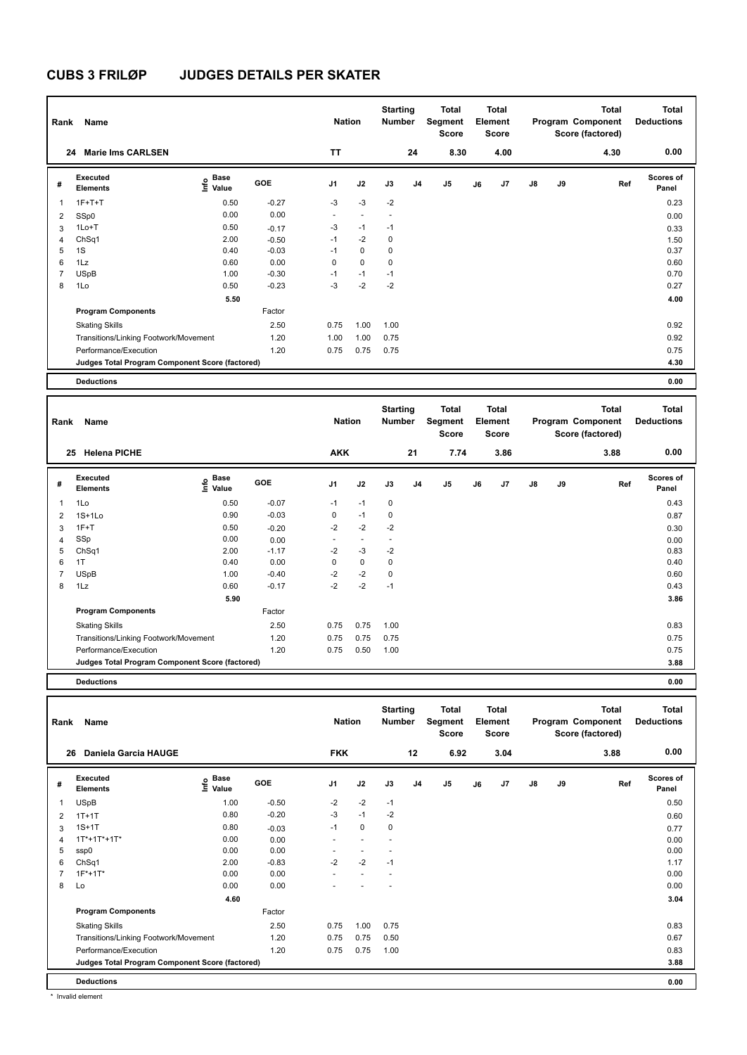# CUBS 3 FRILØP JUDGES DETAILS PER SKATER

| Rank | Name | Nation | Starting Number | Total Segment Score | Total Element Score | Total Program Component Score (factored) | Total Deductions |
|---|---|---|---|---|---|---|---|
| 24 | Marie Ims CARLSEN | TT | 24 | 8.30 | 4.00 | 4.30 | 0.00 |

| # | Executed Elements | Info | Base Value | GOE | J1 | J2 | J3 | J4 | J5 | J6 | J7 | J8 | J9 | Ref | Scores of Panel |
|---|---|---|---|---|---|---|---|---|---|---|---|---|---|---|---|
| 1 | 1F+T+T | | 0.50 | -0.27 | -3 | -3 | -2 | | | | | | | | 0.23 |
| 2 | SSp0 | | 0.00 | 0.00 | - | - | - | | | | | | | | 0.00 |
| 3 | 1Lo+T | | 0.50 | -0.17 | -3 | -1 | -1 | | | | | | | | 0.33 |
| 4 | ChSq1 | | 2.00 | -0.50 | -1 | -2 | 0 | | | | | | | | 1.50 |
| 5 | 1S | | 0.40 | -0.03 | -1 | 0 | 0 | | | | | | | | 0.37 |
| 6 | 1Lz | | 0.60 | 0.00 | 0 | 0 | 0 | | | | | | | | 0.60 |
| 7 | USpB | | 1.00 | -0.30 | -1 | -1 | -1 | | | | | | | | 0.70 |
| 8 | 1Lo | | 0.50 | -0.23 | -3 | -2 | -2 | | | | | | | | 0.27 |
| | | | 5.50 | | | | | | | | | | | | 4.00 |

| Program Components | Factor | J1 | J2 | J3 | Scores of Panel |
|---|---|---|---|---|---|
| Skating Skills | 2.50 | 0.75 | 1.00 | 1.00 | 0.92 |
| Transitions/Linking Footwork/Movement | 1.20 | 1.00 | 1.00 | 0.75 | 0.92 |
| Performance/Execution | 1.20 | 0.75 | 0.75 | 0.75 | 0.75 |
| Judges Total Program Component Score (factored) | | | | | 4.30 |

| Deductions | 0.00 |
|---|---|

| Rank | Name | Nation | Starting Number | Total Segment Score | Total Element Score | Total Program Component Score (factored) | Total Deductions |
|---|---|---|---|---|---|---|---|
| 25 | Helena PICHE | AKK | 21 | 7.74 | 3.86 | 3.88 | 0.00 |

| # | Executed Elements | Info | Base Value | GOE | J1 | J2 | J3 | J4 | J5 | J6 | J7 | J8 | J9 | Ref | Scores of Panel |
|---|---|---|---|---|---|---|---|---|---|---|---|---|---|---|---|
| 1 | 1Lo | | 0.50 | -0.07 | -1 | -1 | 0 | | | | | | | | 0.43 |
| 2 | 1S+1Lo | | 0.90 | -0.03 | 0 | -1 | 0 | | | | | | | | 0.87 |
| 3 | 1F+T | | 0.50 | -0.20 | -2 | -2 | -2 | | | | | | | | 0.30 |
| 4 | SSp | | 0.00 | 0.00 | - | - | - | | | | | | | | 0.00 |
| 5 | ChSq1 | | 2.00 | -1.17 | -2 | -3 | -2 | | | | | | | | 0.83 |
| 6 | 1T | | 0.40 | 0.00 | 0 | 0 | 0 | | | | | | | | 0.40 |
| 7 | USpB | | 1.00 | -0.40 | -2 | -2 | 0 | | | | | | | | 0.60 |
| 8 | 1Lz | | 0.60 | -0.17 | -2 | -2 | -1 | | | | | | | | 0.43 |
| | | | 5.90 | | | | | | | | | | | | 3.86 |

| Program Components | Factor | J1 | J2 | J3 | Scores of Panel |
|---|---|---|---|---|---|
| Skating Skills | 2.50 | 0.75 | 0.75 | 1.00 | 0.83 |
| Transitions/Linking Footwork/Movement | 1.20 | 0.75 | 0.75 | 0.75 | 0.75 |
| Performance/Execution | 1.20 | 0.75 | 0.50 | 1.00 | 0.75 |
| Judges Total Program Component Score (factored) | | | | | 3.88 |

| Deductions | 0.00 |
|---|---|

| Rank | Name | Nation | Starting Number | Total Segment Score | Total Element Score | Total Program Component Score (factored) | Total Deductions |
|---|---|---|---|---|---|---|---|
| 26 | Daniela Garcia HAUGE | FKK | 12 | 6.92 | 3.04 | 3.88 | 0.00 |

| # | Executed Elements | Info | Base Value | GOE | J1 | J2 | J3 | J4 | J5 | J6 | J7 | J8 | J9 | Ref | Scores of Panel |
|---|---|---|---|---|---|---|---|---|---|---|---|---|---|---|---|
| 1 | USpB | | 1.00 | -0.50 | -2 | -2 | -1 | | | | | | | | 0.50 |
| 2 | 1T+1T | | 0.80 | -0.20 | -3 | -1 | -2 | | | | | | | | 0.60 |
| 3 | 1S+1T | | 0.80 | -0.03 | -1 | 0 | 0 | | | | | | | | 0.77 |
| 4 | 1T*+1T*+1T* | | 0.00 | 0.00 | - | - | - | | | | | | | | 0.00 |
| 5 | ssp0 | | 0.00 | 0.00 | - | - | - | | | | | | | | 0.00 |
| 6 | ChSq1 | | 2.00 | -0.83 | -2 | -2 | -1 | | | | | | | | 1.17 |
| 7 | 1F*+1T* | | 0.00 | 0.00 | - | - | - | | | | | | | | 0.00 |
| 8 | Lo | | 0.00 | 0.00 | - | - | - | | | | | | | | 0.00 |
| | | | 4.60 | | | | | | | | | | | | 3.04 |

| Program Components | Factor | J1 | J2 | J3 | Scores of Panel |
|---|---|---|---|---|---|
| Skating Skills | 2.50 | 0.75 | 1.00 | 0.75 | 0.83 |
| Transitions/Linking Footwork/Movement | 1.20 | 0.75 | 0.75 | 0.50 | 0.67 |
| Performance/Execution | 1.20 | 0.75 | 0.75 | 1.00 | 0.83 |
| Judges Total Program Component Score (factored) | | | | | 3.88 |

| Deductions | 0.00 |
|---|---|

\* Invalid element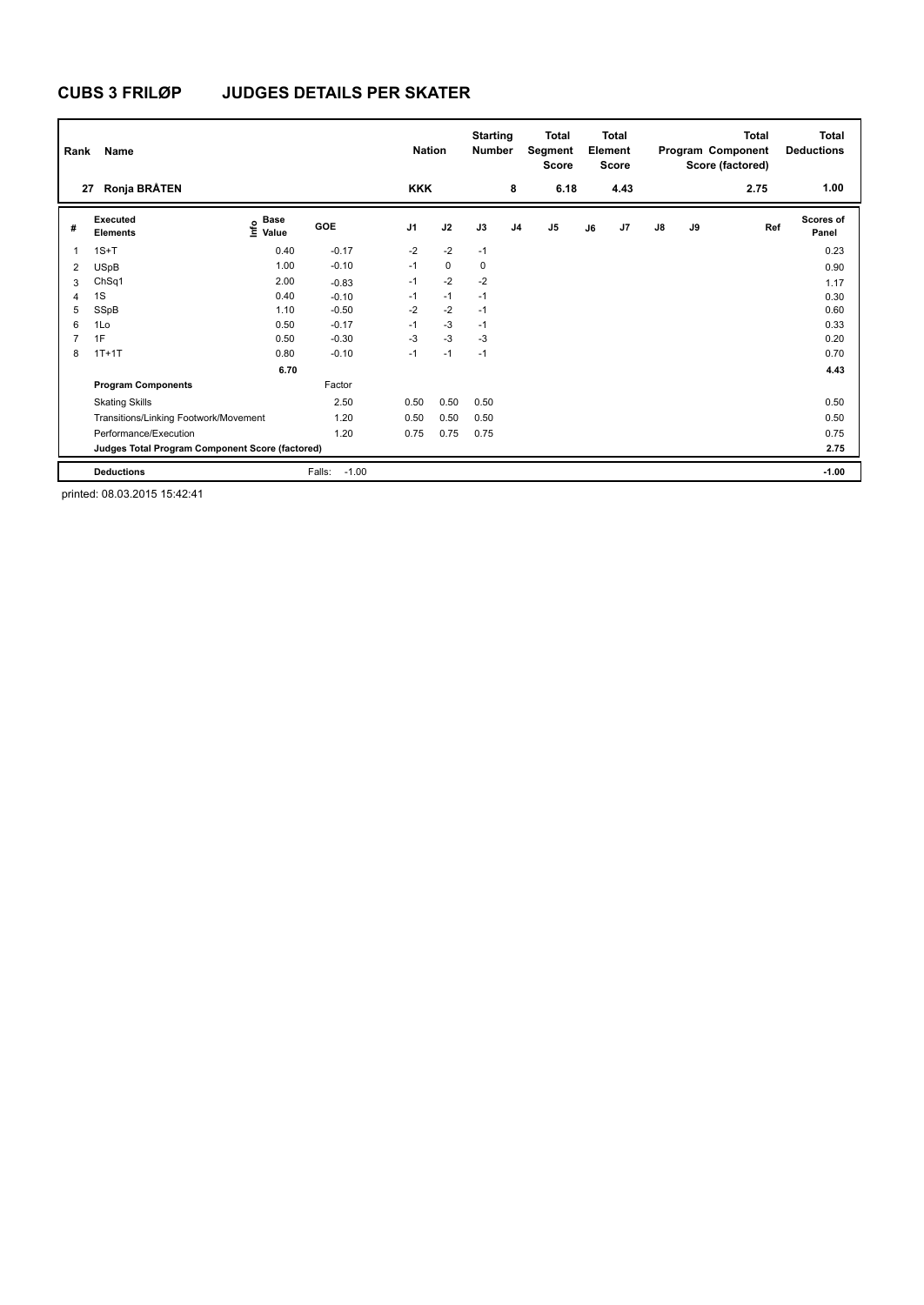# CUBS 3 FRILØP JUDGES DETAILS PER SKATER

| Rank | Name | Nation | Starting Number | Total Segment Score | Total Element Score | Total Program Component Score (factored) | Total Deductions |
|---|---|---|---|---|---|---|---|
| 27 | Ronja BRÅTEN | KKK | 8 | 6.18 | 4.43 | 2.75 | 1.00 |

| # | Executed Elements | Info | Base Value | GOE | J1 | J2 | J3 | J4 | J5 | J6 | J7 | J8 | J9 | Ref | Scores of Panel |
|---|---|---|---|---|---|---|---|---|---|---|---|---|---|---|---|
| 1 | 1S+T | | 0.40 | -0.17 | -2 | -2 | -1 | | | | | | | | 0.23 |
| 2 | USpB | | 1.00 | -0.10 | -1 | 0 | 0 | | | | | | | | 0.90 |
| 3 | ChSq1 | | 2.00 | -0.83 | -1 | -2 | -2 | | | | | | | | 1.17 |
| 4 | 1S | | 0.40 | -0.10 | -1 | -1 | -1 | | | | | | | | 0.30 |
| 5 | SSpB | | 1.10 | -0.50 | -2 | -2 | -1 | | | | | | | | 0.60 |
| 6 | 1Lo | | 0.50 | -0.17 | -1 | -3 | -1 | | | | | | | | 0.33 |
| 7 | 1F | | 0.50 | -0.30 | -3 | -3 | -3 | | | | | | | | 0.20 |
| 8 | 1T+1T | | 0.80 | -0.10 | -1 | -1 | -1 | | | | | | | | 0.70 |
| | | | 6.70 | | | | | | | | | | | | 4.43 |
| | Program Components | | | Factor | | | | | | | | | | | |
| | Skating Skills | | | 2.50 | 0.50 | 0.50 | 0.50 | | | | | | | | 0.50 |
| | Transitions/Linking Footwork/Movement | | | 1.20 | 0.50 | 0.50 | 0.50 | | | | | | | | 0.50 |
| | Performance/Execution | | | 1.20 | 0.75 | 0.75 | 0.75 | | | | | | | | 0.75 |
| | Judges Total Program Component Score (factored) | | | | | | | | | | | | | | 2.75 |
| | Deductions | | | Falls: -1.00 | | | | | | | | | | | -1.00 |

printed: 08.03.2015 15:42:41